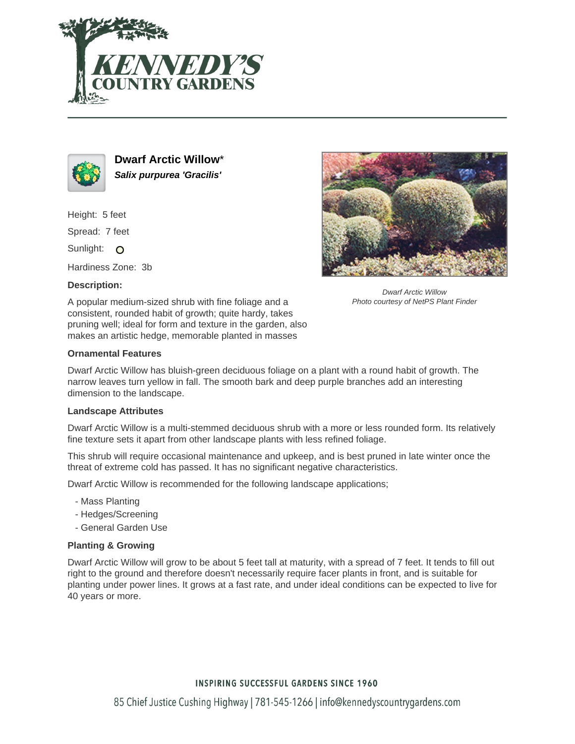# Dwarf Arctic Willow*

***Salix purpurea 'Gracilis'***

Height: 5 feet

Spread: 7 feet

Sunlight: O

Hardiness Zone: 3b

**Description:**

A popular medium-sized shrub with fine foliage and a consistent, rounded habit of growth; quite hardy, takes pruning well; ideal for form and texture in the garden, also makes an artistic hedge, memorable planted in masses

*Dwarf Arctic Willow*
*Photo courtesy of NetPS Plant Finder*

### Ornamental Features

Dwarf Arctic Willow has bluish-green deciduous foliage on a plant with a round habit of growth. The narrow leaves turn yellow in fall. The smooth bark and deep purple branches add an interesting dimension to the landscape.

### Landscape Attributes

Dwarf Arctic Willow is a multi-stemmed deciduous shrub with a more or less rounded form. Its relatively fine texture sets it apart from other landscape plants with less refined foliage.

This shrub will require occasional maintenance and upkeep, and is best pruned in late winter once the threat of extreme cold has passed. It has no significant negative characteristics.

Dwarf Arctic Willow is recommended for the following landscape applications;

- Mass Planting
- Hedges/Screening
- General Garden Use

### Planting & Growing

Dwarf Arctic Willow will grow to be about 5 feet tall at maturity, with a spread of 7 feet. It tends to fill out right to the ground and therefore doesn't necessarily require facer plants in front, and is suitable for planting under power lines. It grows at a fast rate, and under ideal conditions can be expected to live for 40 years or more.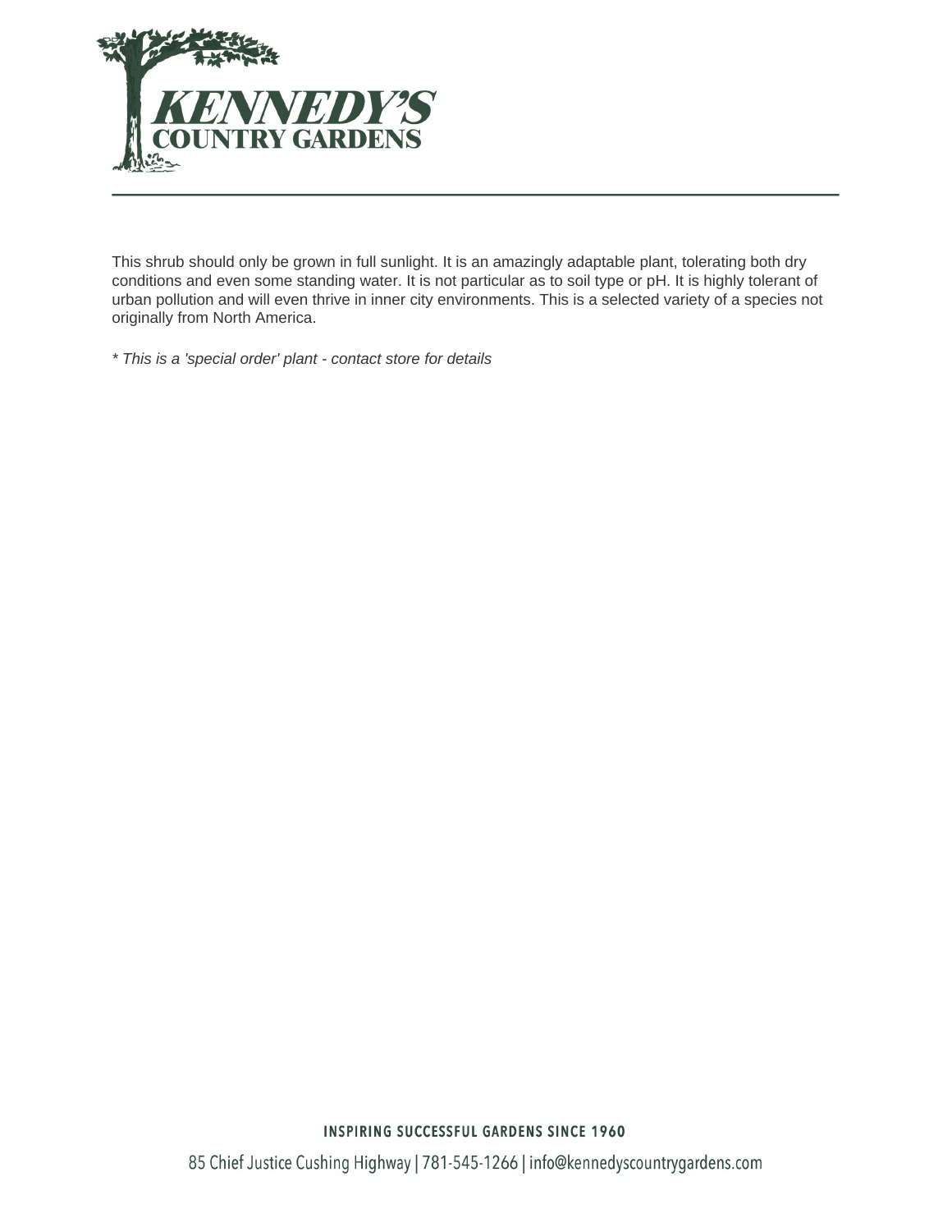This shrub should only be grown in full sunlight. It is an amazingly adaptable plant, tolerating both dry conditions and even some standing water. It is not particular as to soil type or pH. It is highly tolerant of urban pollution and will even thrive in inner city environments. This is a selected variety of a species not originally from North America.

*\* This is a 'special order' plant - contact store for details*